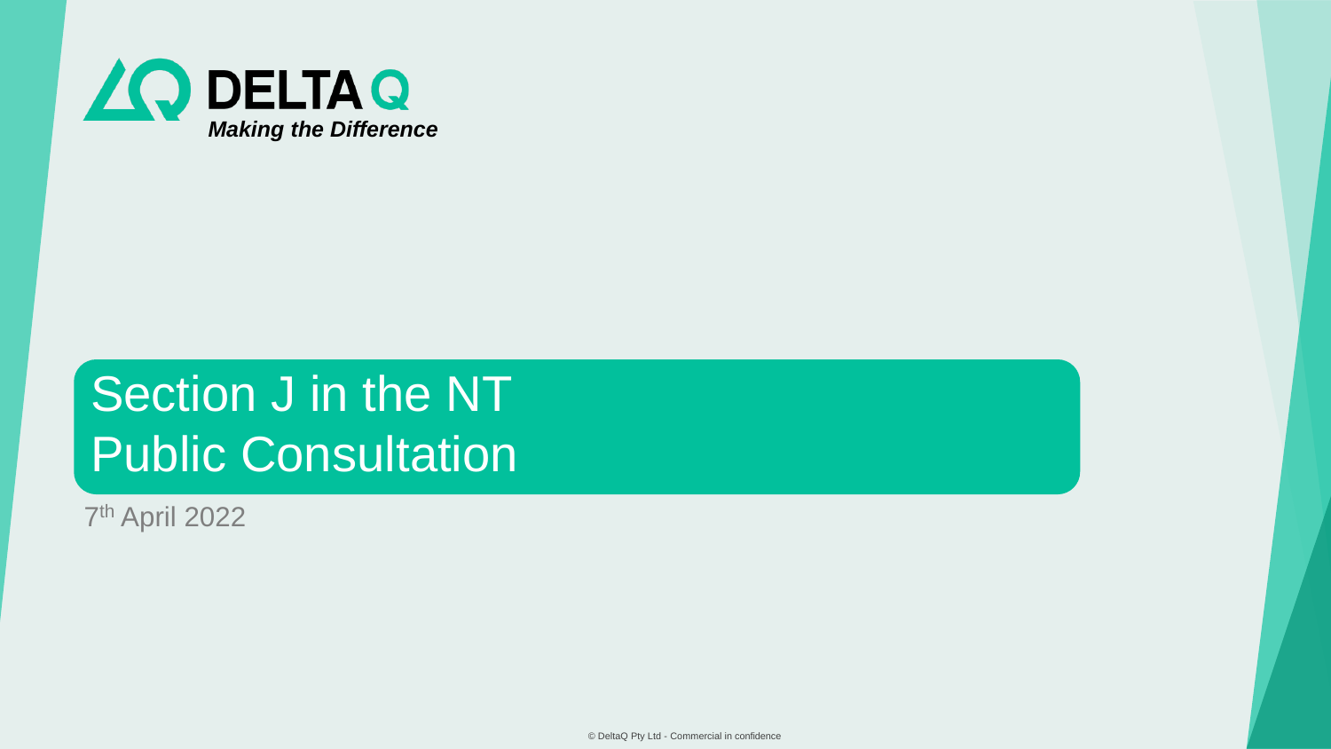**DELTA Q**

*Making the Difference*

# Section J in the NT
# Public Consultation

7th April 2022

© DeltaQ Pty Ltd - Commercial in confidence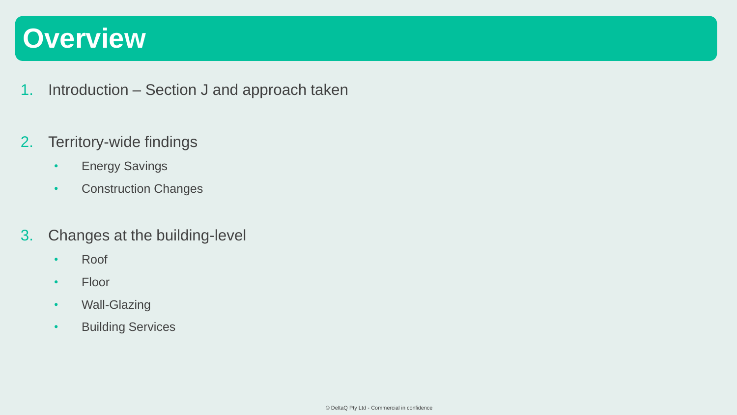# Overview

1. Introduction – Section J and approach taken

2. Territory-wide findings
   - Energy Savings
   - Construction Changes

3. Changes at the building-level
   - Roof
   - Floor
   - Wall-Glazing
   - Building Services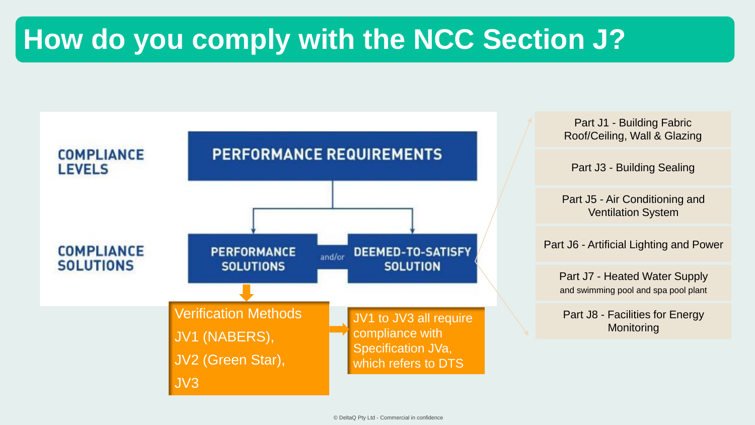# How do you comply with the NCC Section J?

**COMPLIANCE LEVELS**

PERFORMANCE REQUIREMENTS

**COMPLIANCE SOLUTIONS**

PERFORMANCE SOLUTIONS and/or DEEMED-TO-SATISFY SOLUTION

Verification Methods
JV1 (NABERS),
JV2 (Green Star),
JV3

JV1 to JV3 all require compliance with Specification JVa, which refers to DTS

- Part J1 - Building Fabric Roof/Ceiling, Wall & Glazing
- Part J3 - Building Sealing
- Part J5 - Air Conditioning and Ventilation System
- Part J6 - Artificial Lighting and Power
- Part J7 - Heated Water Supply and swimming pool and spa pool plant
- Part J8 - Facilities for Energy Monitoring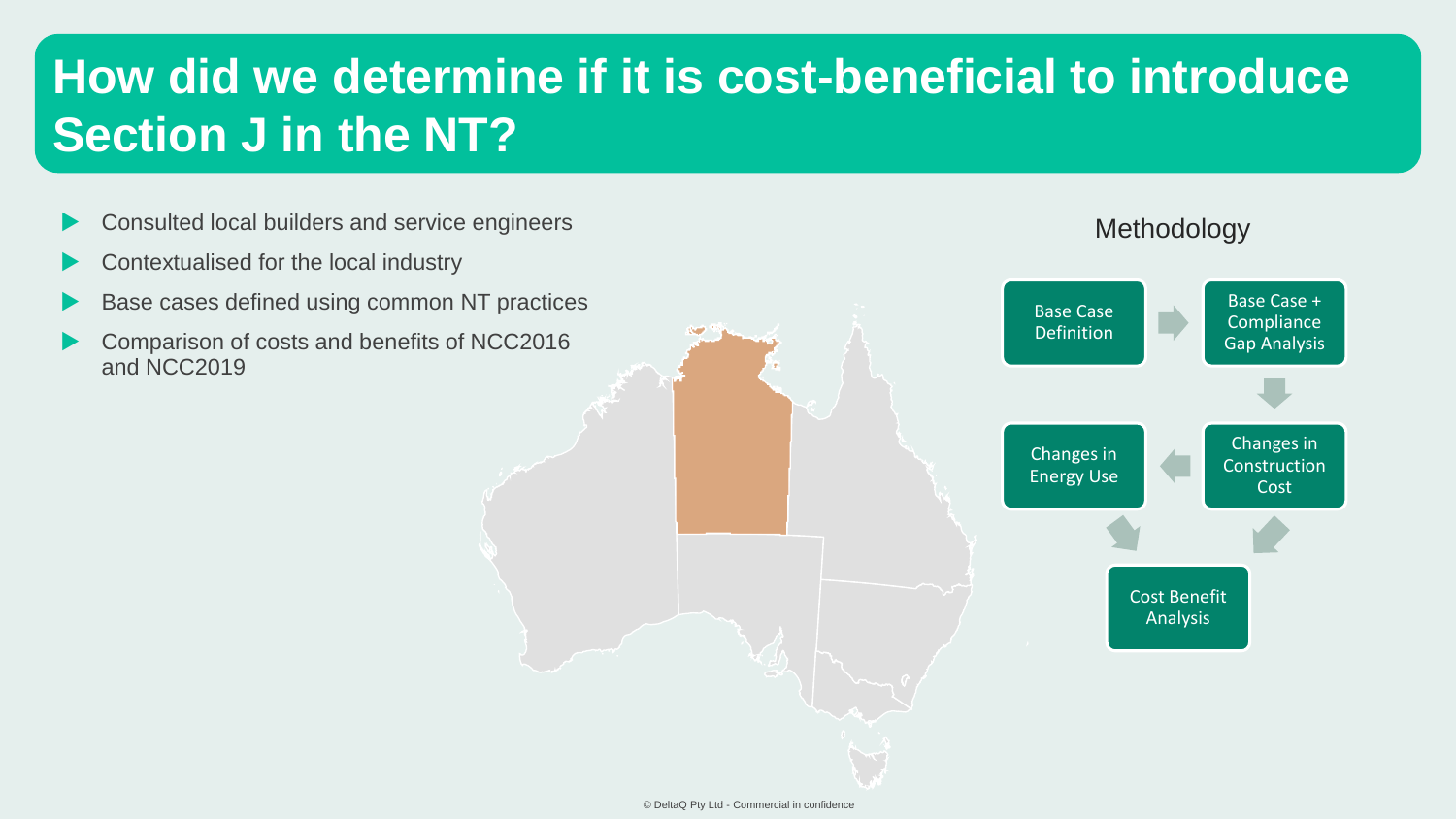# How did we determine if it is cost-beneficial to introduce Section J in the NT?

- Consulted local builders and service engineers
- Contextualised for the local industry
- Base cases defined using common NT practices
- Comparison of costs and benefits of NCC2016 and NCC2019

## Methodology

1. Base Case Definition
2. Base Case + Compliance Gap Analysis
3. Changes in Construction Cost
4. Changes in Energy Use
5. Cost Benefit Analysis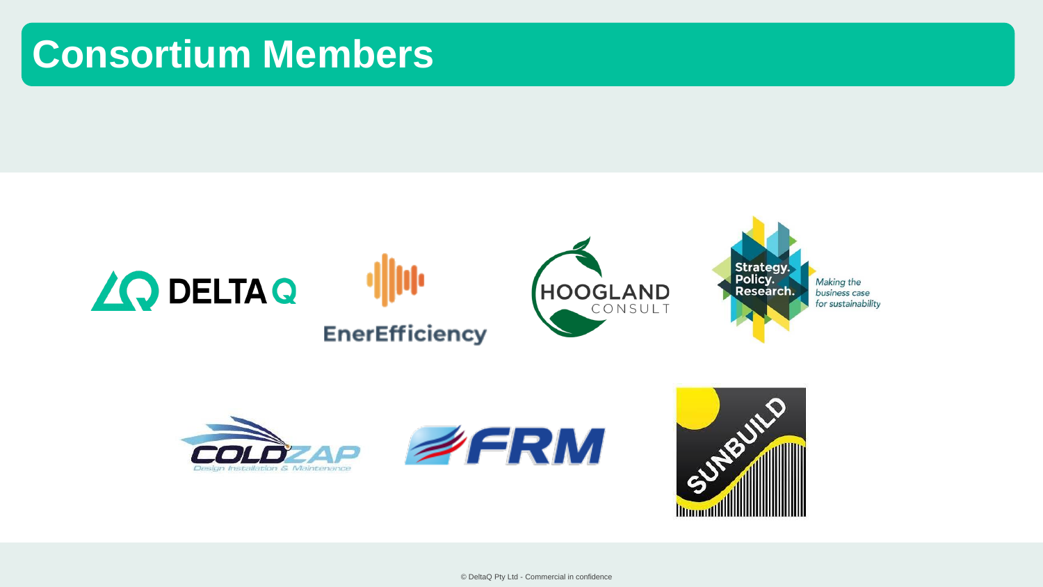# Consortium Members

DELTA Q

EnerEfficiency

HOOGLAND CONSULT

Strategy. Policy. Research.

Making the business case for sustainability

COLDZAP

Design Installation & Maintenance

FRM

SUNBUILD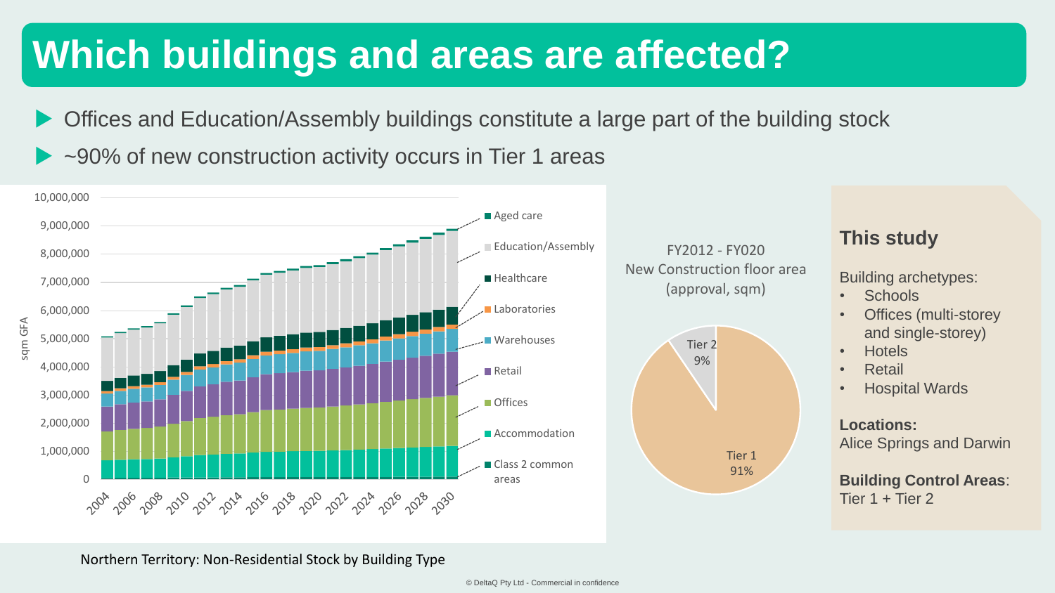# Which buildings and areas are affected?

- Offices and Education/Assembly buildings constitute a large part of the building stock
- ~90% of new construction activity occurs in Tier 1 areas

Northern Territory: Non-Residential Stock by Building Type

FY2012 - FY020 New Construction floor area (approval, sqm)

Tier 1: 91%
Tier 2: 9%

## This study

Building archetypes:

- Schools
- Offices (multi-storey and single-storey)
- Hotels
- Retail
- Hospital Wards

**Locations:**
Alice Springs and Darwin

**Building Control Areas**:
Tier 1 + Tier 2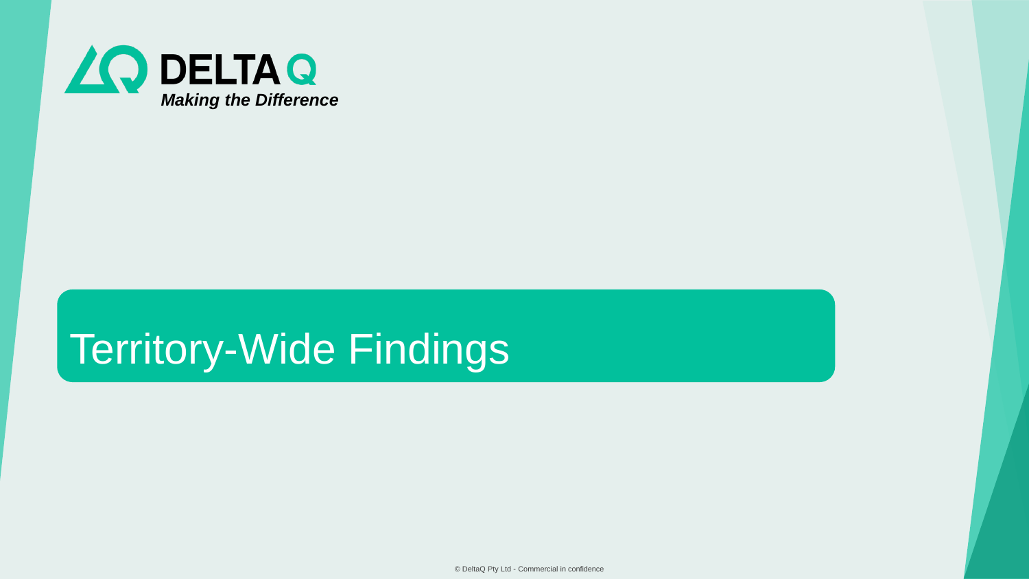DELTA Q

*Making the Difference*

# Territory-Wide Findings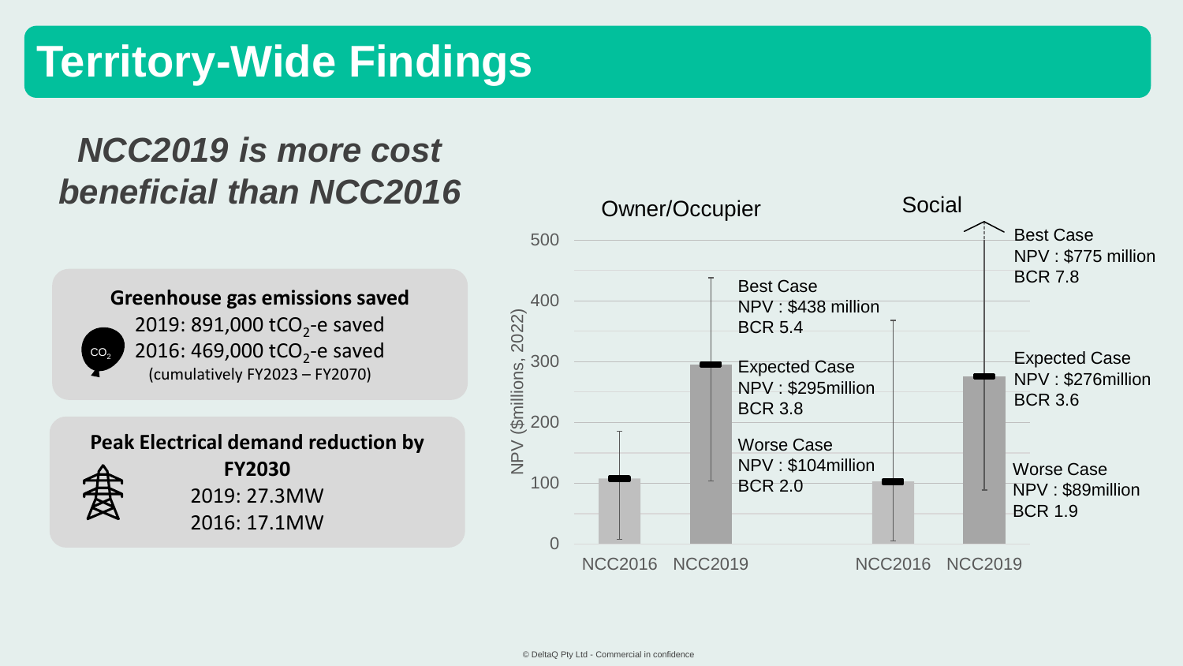# Territory-Wide Findings

## *NCC2019 is more cost beneficial than NCC2016*

**Greenhouse gas emissions saved**

2019: 891,000 $tCO_2$-e saved
2016: 469,000 $tCO_2$-e saved
(cumulatively FY2023 – FY2070)

**Peak Electrical demand reduction by FY2030**

2019: 27.3MW
2016: 17.1MW

Owner/Occupier

Social

NPV ($millions, 2022)

500
400
300
200
100
0

NCC2016 NCC2019 NCC2016 NCC2019

Best Case
NPV : $438 million
BCR 5.4

Expected Case
NPV : $295million
BCR 3.8

Worse Case
NPV : $104million
BCR 2.0

Best Case
NPV : $775 million
BCR 7.8

Expected Case
NPV : $276million
BCR 3.6

Worse Case
NPV : $89million
BCR 1.9

© DeltaQ Pty Ltd - Commercial in confidence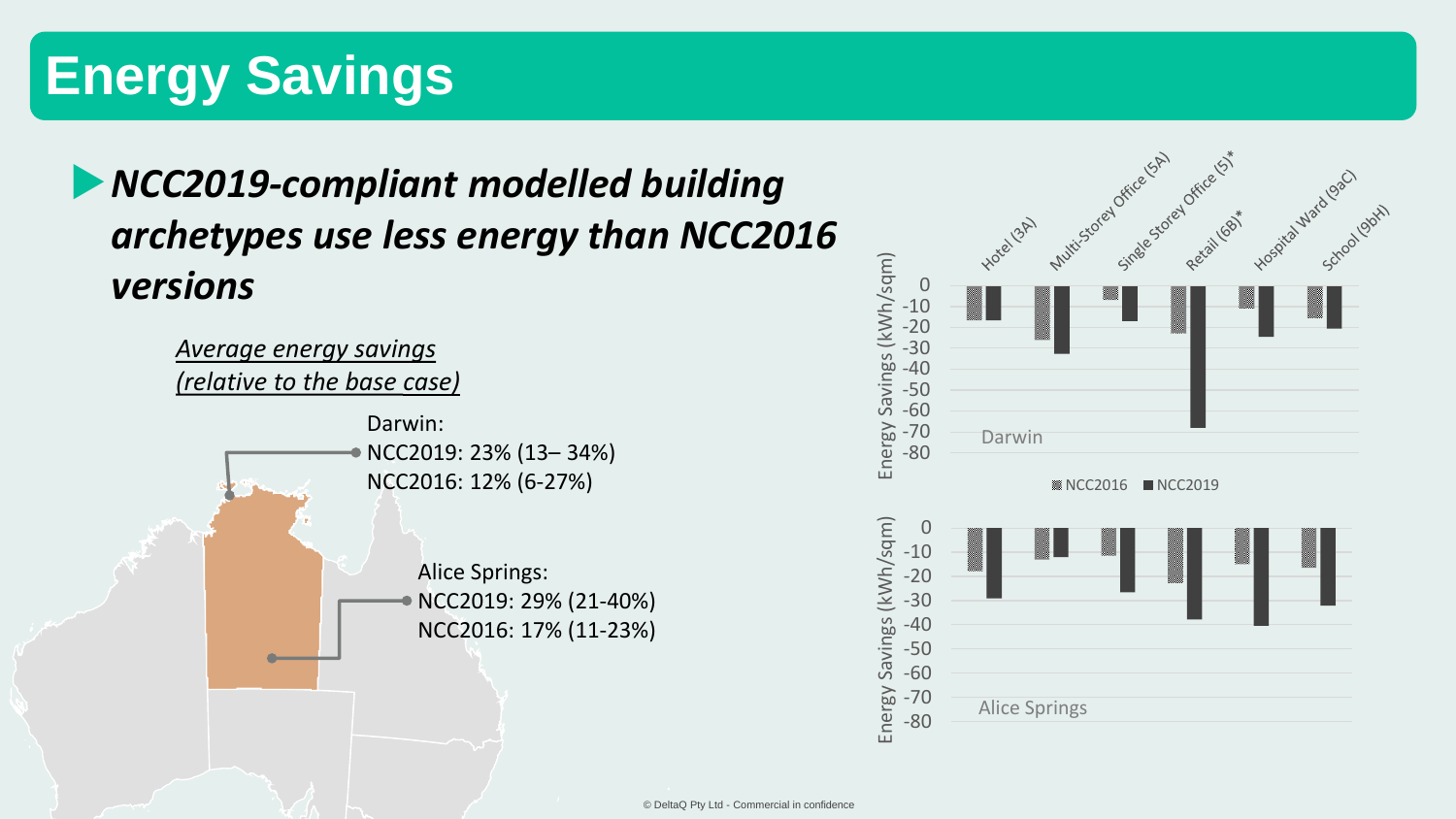# Energy Savings

- ***NCC2019-compliant modelled building archetypes use less energy than NCC2016 versions***

*Average energy savings (relative to the base case)*

Darwin:
NCC2019: 23% (13– 34%)
NCC2016: 12% (6-27%)

Alice Springs:
NCC2019: 29% (21-40%)
NCC2016: 17% (11-23%)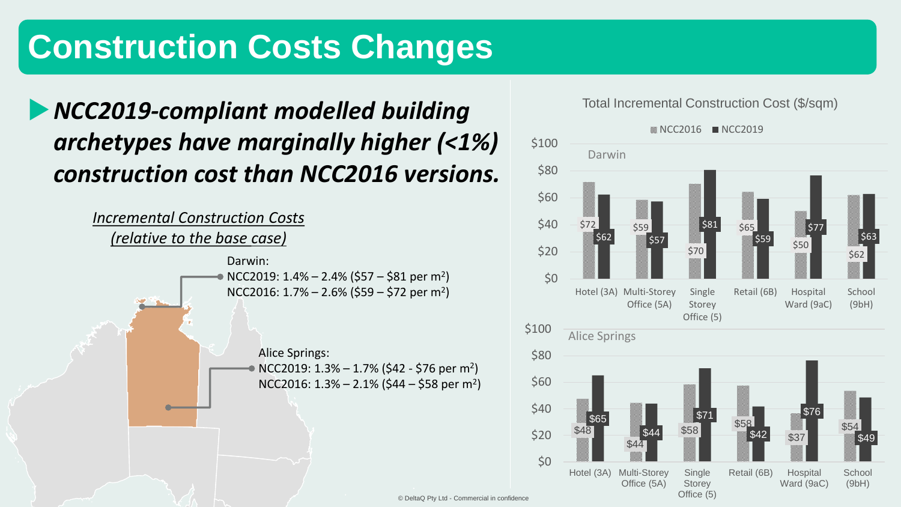# Construction Costs Changes

- ***NCC2019-compliant modelled building archetypes have marginally higher (<1%) construction cost than NCC2016 versions.***

*Incremental Construction Costs (relative to the base case)*

Darwin:
NCC2019: 1.4% – 2.4% ($57 – $81 per m$^2$)
NCC2016: 1.7% – 2.6% ($59 – $72 per m$^2$)

Alice Springs:
NCC2019: 1.3% – 1.7% ($42 - $76 per m$^2$)
NCC2016: 1.3% – 2.1% ($44 – $58 per m$^2$)

Total Incremental Construction Cost ($/sqm)

**Darwin**

| Building | NCC2016 | NCC2019 |
|---|---|---|
| Hotel (3A) | $72 | $62 |
| Multi-Storey Office (5A) | $59 | $57 |
| Single Storey Office (5) | $70 | $81 |
| Retail (6B) | $65 | $59 |
| Hospital Ward (9aC) | $50 | $77 |
| School (9bH) | $62 | $63 |

**Alice Springs**

| Building | NCC2016 | NCC2019 |
|---|---|---|
| Hotel (3A) | $48 | $65 |
| Multi-Storey Office (5A) | $44 | $44 |
| Single Storey Office (5) | $58 | $71 |
| Retail (6B) | $58 | $42 |
| Hospital Ward (9aC) | $37 | $76 |
| School (9bH) | $54 | $49 |

© DeltaQ Pty Ltd - Commercial in confidence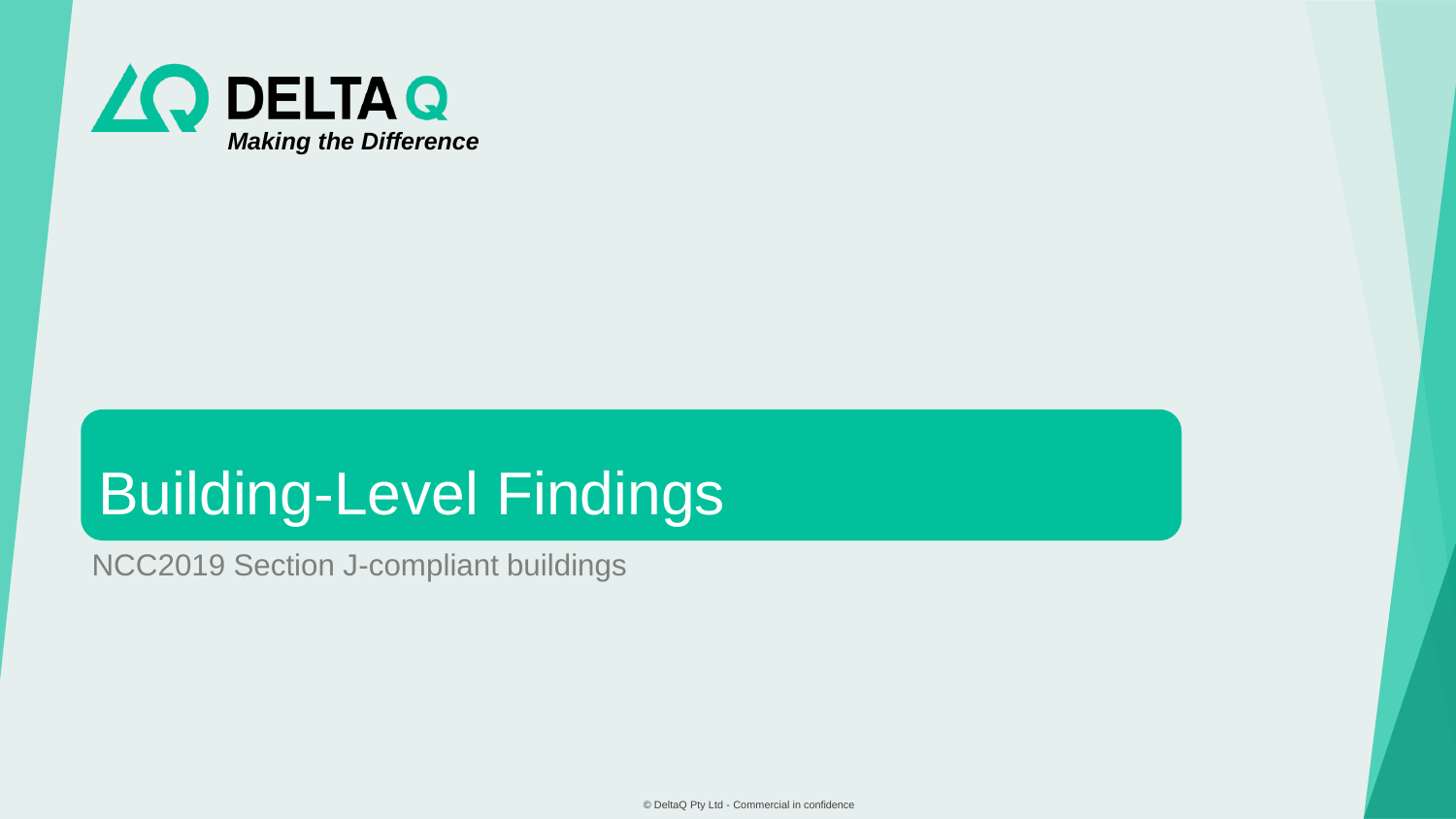# Building-Level Findings

NCC2019 Section J-compliant buildings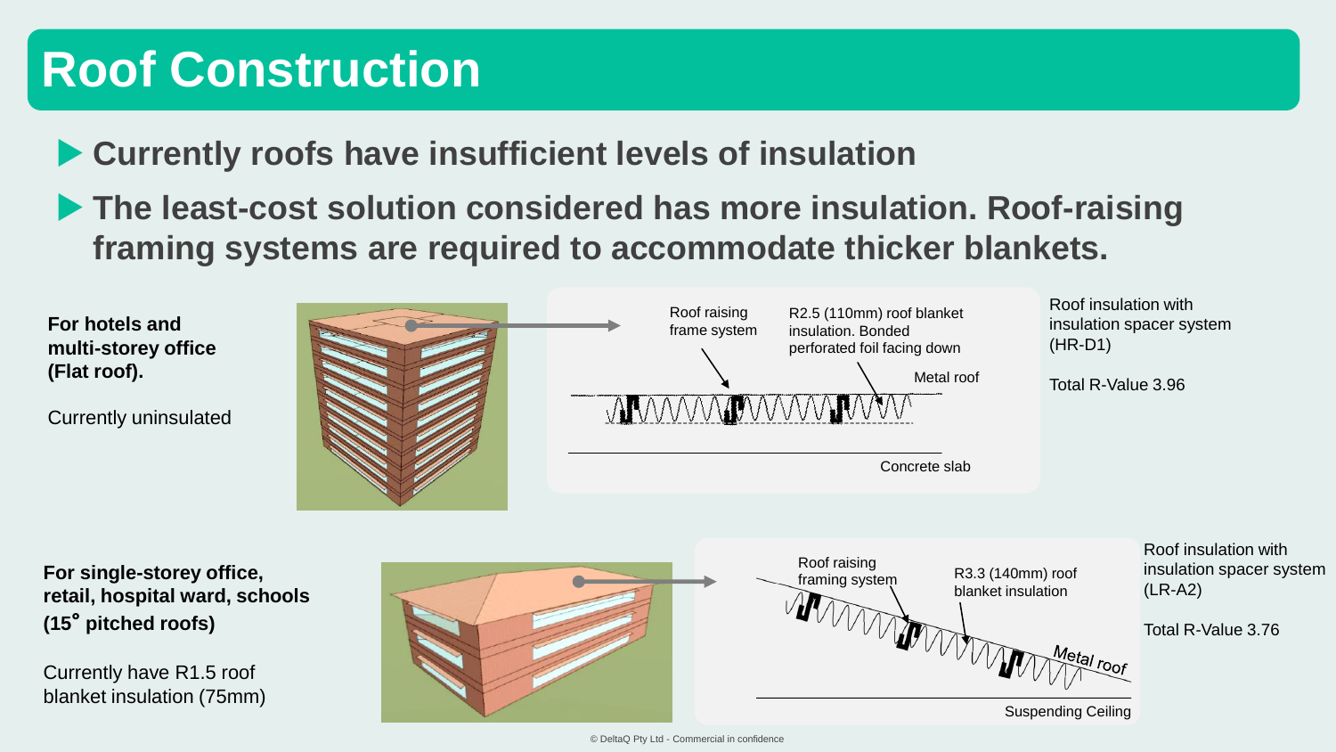# Roof Construction

- **Currently roofs have insufficient levels of insulation**
- **The least-cost solution considered has more insulation. Roof-raising framing systems are required to accommodate thicker blankets.**

**For hotels and multi-storey office (Flat roof).**

Currently uninsulated

Roof raising frame system

R2.5 (110mm) roof blanket insulation. Bonded perforated foil facing down

Metal roof

Concrete slab

Roof insulation with insulation spacer system (HR-D1)

Total R-Value 3.96

**For single-storey office, retail, hospital ward, schools (15° pitched roofs)**

Currently have R1.5 roof blanket insulation (75mm)

Roof raising framing system

R3.3 (140mm) roof blanket insulation

Metal roof

Suspending Ceiling

Roof insulation with insulation spacer system (LR-A2)

Total R-Value 3.76

© DeltaQ Pty Ltd - Commercial in confidence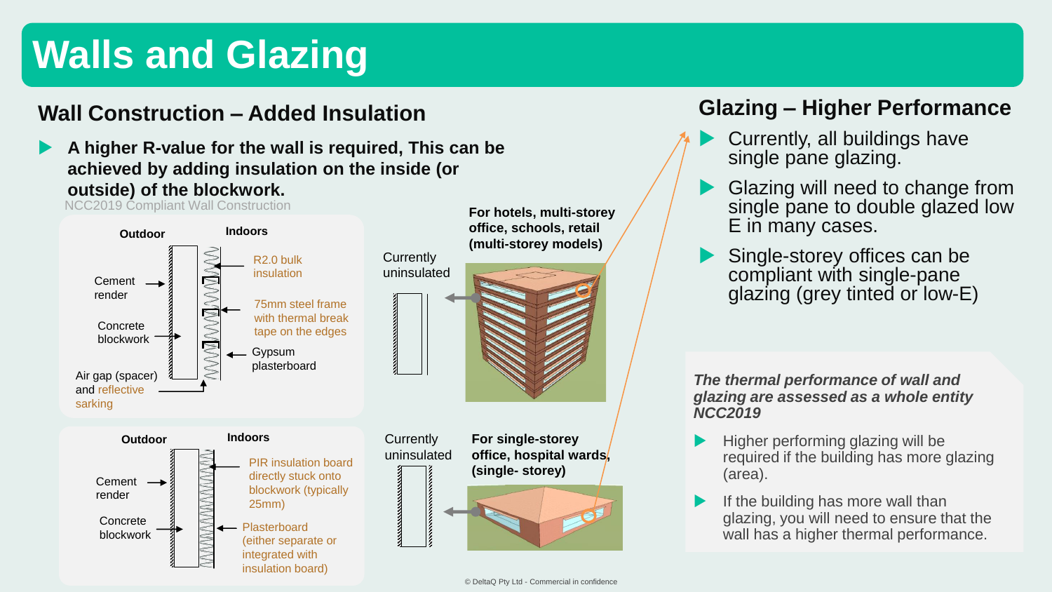# Walls and Glazing

## Wall Construction – Added Insulation

- **A higher R-value for the wall is required, This can be achieved by adding insulation on the inside (or outside) of the blockwork.**

NCC2019 Compliant Wall Construction

Outdoor | Indoors

Cement render

Concrete blockwork

Air gap (spacer) and reflective sarking

R2.0 bulk insulation

75mm steel frame with thermal break tape on the edges

Gypsum plasterboard

Currently uninsulated

For hotels, multi-storey office, schools, retail (multi-storey models)

Outdoor | Indoors

Cement render

Concrete blockwork

PIR insulation board directly stuck onto blockwork (typically 25mm)

Plasterboard (either separate or integrated with insulation board)

Currently uninsulated

For single-storey office, hospital wards, (single- storey)

## Glazing – Higher Performance

- Currently, all buildings have single pane glazing.
- Glazing will need to change from single pane to double glazed low E in many cases.
- Single-storey offices can be compliant with single-pane glazing (grey tinted or low-E)

***The thermal performance of wall and glazing are assessed as a whole entity NCC2019***

- Higher performing glazing will be required if the building has more glazing (area).
- If the building has more wall than glazing, you will need to ensure that the wall has a higher thermal performance.

© DeltaQ Pty Ltd - Commercial in confidence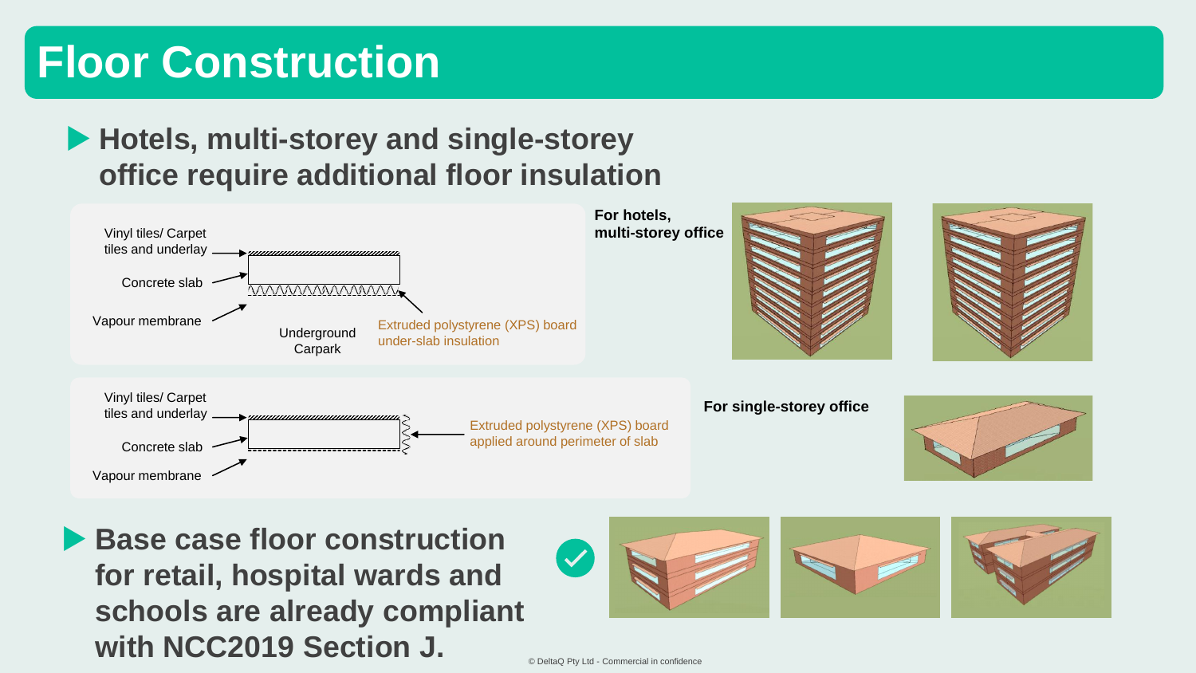# Floor Construction

- **Hotels, multi-storey and single-storey office require additional floor insulation**

Vinyl tiles/ Carpet tiles and underlay

Concrete slab

Vapour membrane

Underground Carpark

Extruded polystyrene (XPS) board under-slab insulation

**For hotels, multi-storey office**

Vinyl tiles/ Carpet tiles and underlay

Concrete slab

Vapour membrane

Extruded polystyrene (XPS) board applied around perimeter of slab

**For single-storey office**

- **Base case floor construction for retail, hospital wards and schools are already compliant with NCC2019 Section J.**

© DeltaQ Pty Ltd - Commercial in confidence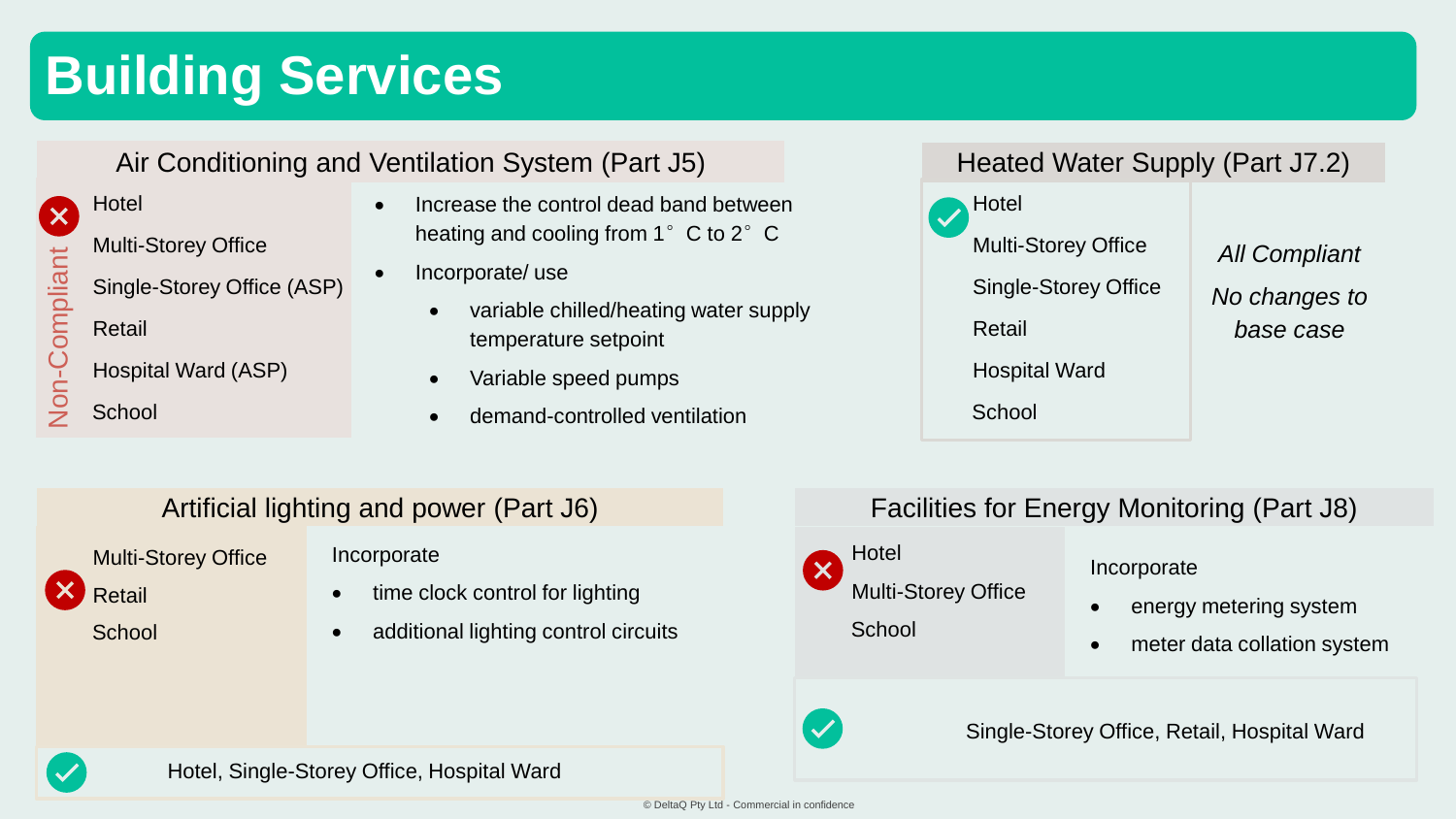# Building Services

## Air Conditioning and Ventilation System (Part J5)

**Non-Compliant** ✗

- Hotel
- Multi-Storey Office
- Single-Storey Office (ASP)
- Retail
- Hospital Ward (ASP)
- School

- Increase the control dead band between heating and cooling from 1° C to 2° C
- Incorporate/ use
  - variable chilled/heating water supply temperature setpoint
  - Variable speed pumps
  - demand-controlled ventilation

## Heated Water Supply (Part J7.2)

✓

- Hotel
- Multi-Storey Office
- Single-Storey Office
- Retail
- Hospital Ward
- School

*All Compliant*

*No changes to base case*

## Artificial lighting and power (Part J6)

✗

- Multi-Storey Office
- Retail
- School

Incorporate

- time clock control for lighting
- additional lighting control circuits

✓ Hotel, Single-Storey Office, Hospital Ward

## Facilities for Energy Monitoring (Part J8)

✗

- Hotel
- Multi-Storey Office
- School

Incorporate

- energy metering system
- meter data collation system

✓ Single-Storey Office, Retail, Hospital Ward

© DeltaQ Pty Ltd - Commercial in confidence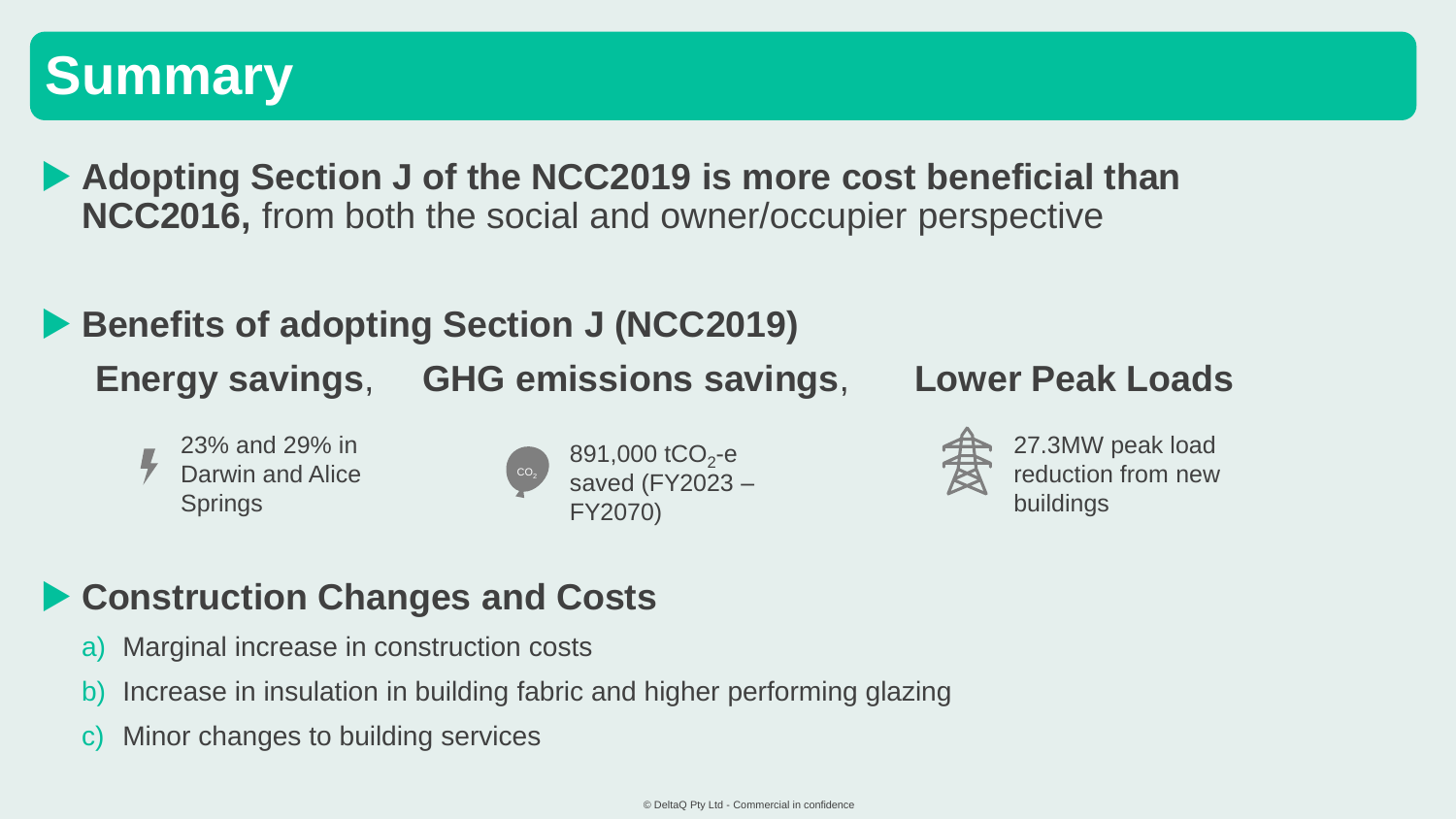# Summary

- **Adopting Section J of the NCC2019 is more cost beneficial than NCC2016,** from both the social and owner/occupier perspective

- **Benefits of adopting Section J (NCC2019)**

**Energy savings**, **GHG emissions savings**, **Lower Peak Loads**

23% and 29% in Darwin and Alice Springs

891,000 $tCO_2$-e saved (FY2023 – FY2070)

27.3MW peak load reduction from new buildings

- **Construction Changes and Costs**

a) Marginal increase in construction costs

b) Increase in insulation in building fabric and higher performing glazing

c) Minor changes to building services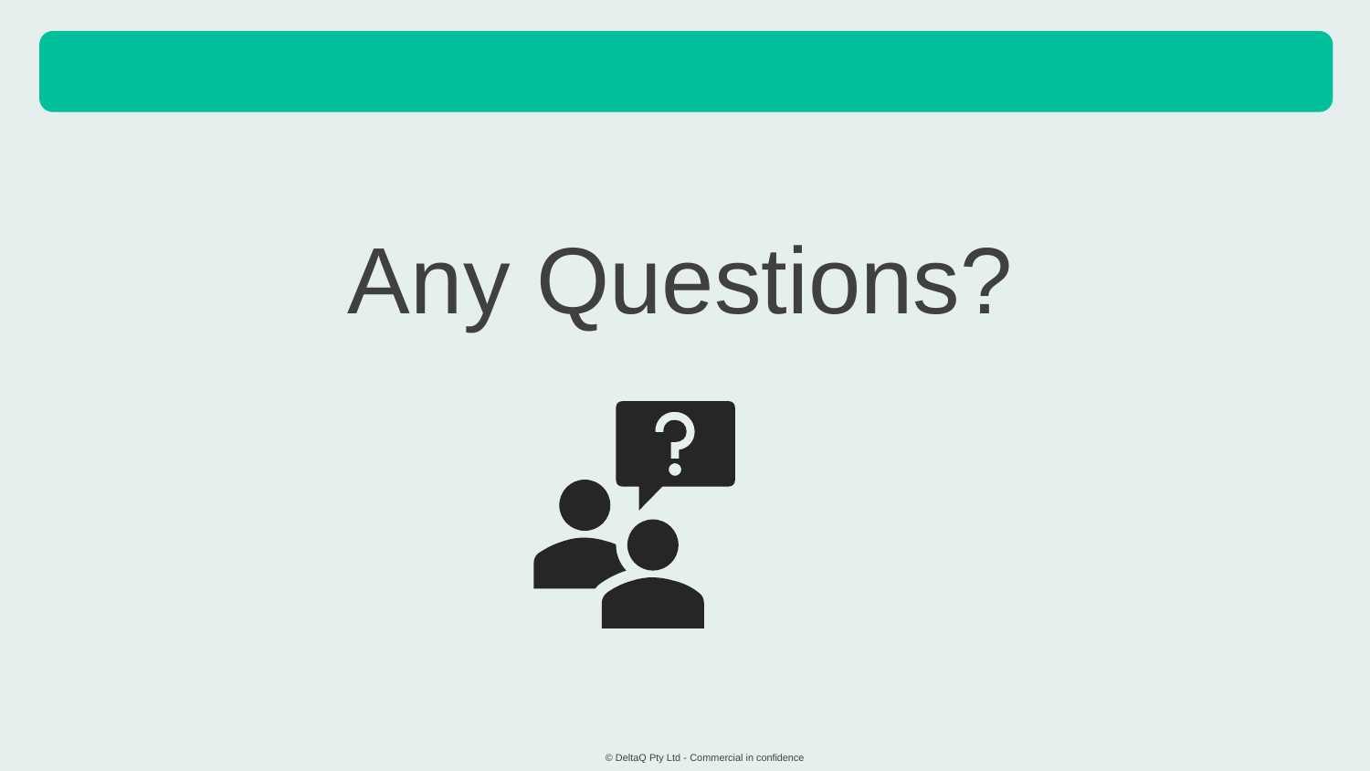# Any Questions?